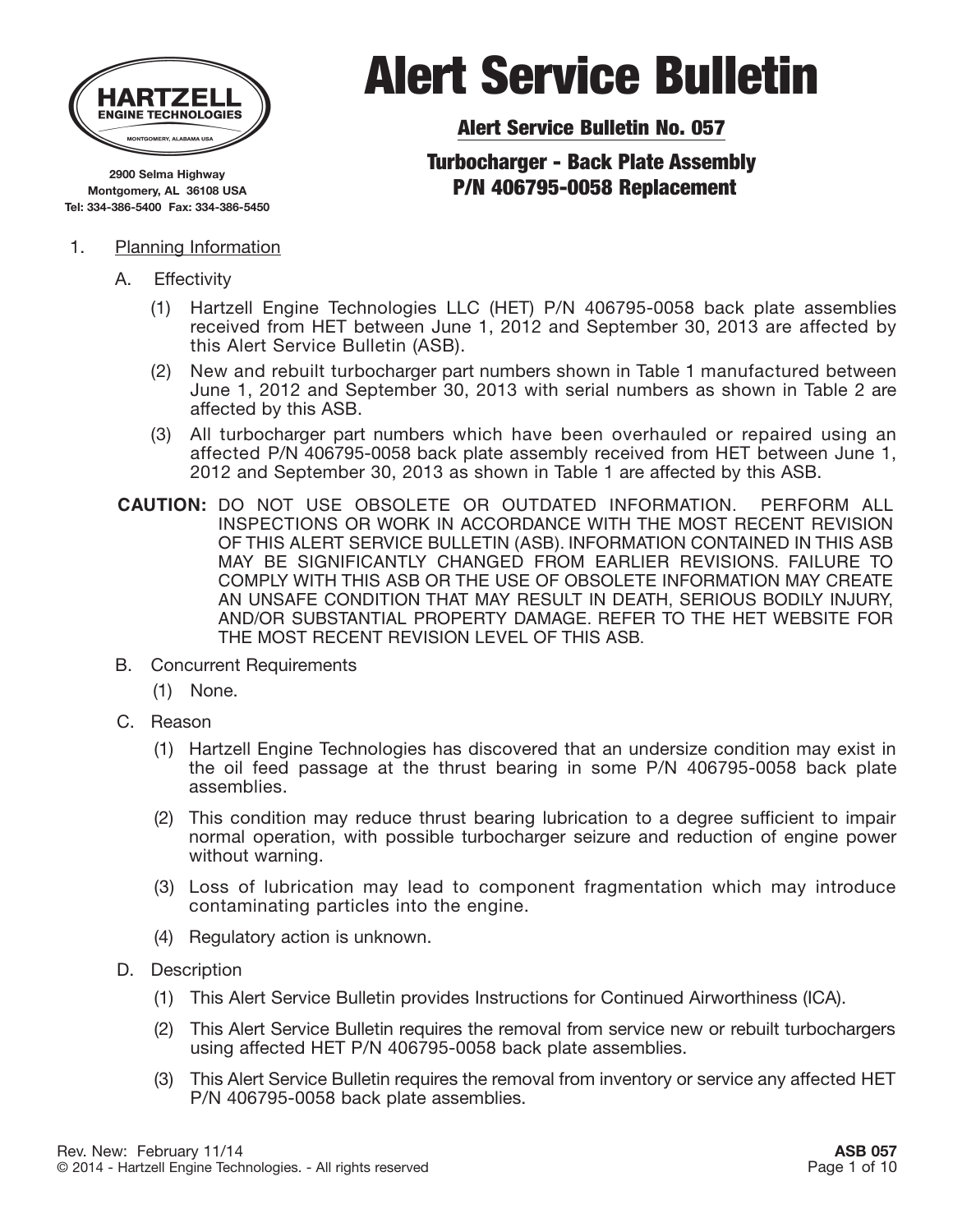HARTZELL ENGINE TECHNOLOGIES
MONTGOMERY, ALABAMA USA

2900 Selma Highway
Montgomery, AL 36108 USA
Tel: 334-386-5400 Fax: 334-386-5450

# Alert Service Bulletin

## Alert Service Bulletin No. 057

## Turbocharger - Back Plate Assembly P/N 406795-0058 Replacement

1. Planning Information

   A. Effectivity

      (1) Hartzell Engine Technologies LLC (HET) P/N 406795-0058 back plate assemblies received from HET between June 1, 2012 and September 30, 2013 are affected by this Alert Service Bulletin (ASB).

      (2) New and rebuilt turbocharger part numbers shown in Table 1 manufactured between June 1, 2012 and September 30, 2013 with serial numbers as shown in Table 2 are affected by this ASB.

      (3) All turbocharger part numbers which have been overhauled or repaired using an affected P/N 406795-0058 back plate assembly received from HET between June 1, 2012 and September 30, 2013 as shown in Table 1 are affected by this ASB.

   **CAUTION:** DO NOT USE OBSOLETE OR OUTDATED INFORMATION. PERFORM ALL INSPECTIONS OR WORK IN ACCORDANCE WITH THE MOST RECENT REVISION OF THIS ALERT SERVICE BULLETIN (ASB). INFORMATION CONTAINED IN THIS ASB MAY BE SIGNIFICANTLY CHANGED FROM EARLIER REVISIONS. FAILURE TO COMPLY WITH THIS ASB OR THE USE OF OBSOLETE INFORMATION MAY CREATE AN UNSAFE CONDITION THAT MAY RESULT IN DEATH, SERIOUS BODILY INJURY, AND/OR SUBSTANTIAL PROPERTY DAMAGE. REFER TO THE HET WEBSITE FOR THE MOST RECENT REVISION LEVEL OF THIS ASB.

   B. Concurrent Requirements

      (1) None.

   C. Reason

      (1) Hartzell Engine Technologies has discovered that an undersize condition may exist in the oil feed passage at the thrust bearing in some P/N 406795-0058 back plate assemblies.

      (2) This condition may reduce thrust bearing lubrication to a degree sufficient to impair normal operation, with possible turbocharger seizure and reduction of engine power without warning.

      (3) Loss of lubrication may lead to component fragmentation which may introduce contaminating particles into the engine.

      (4) Regulatory action is unknown.

   D. Description

      (1) This Alert Service Bulletin provides Instructions for Continued Airworthiness (ICA).

      (2) This Alert Service Bulletin requires the removal from service new or rebuilt turbochargers using affected HET P/N 406795-0058 back plate assemblies.

      (3) This Alert Service Bulletin requires the removal from inventory or service any affected HET P/N 406795-0058 back plate assemblies.

Rev. New: February 11/14
© 2014 - Hartzell Engine Technologies. - All rights reserved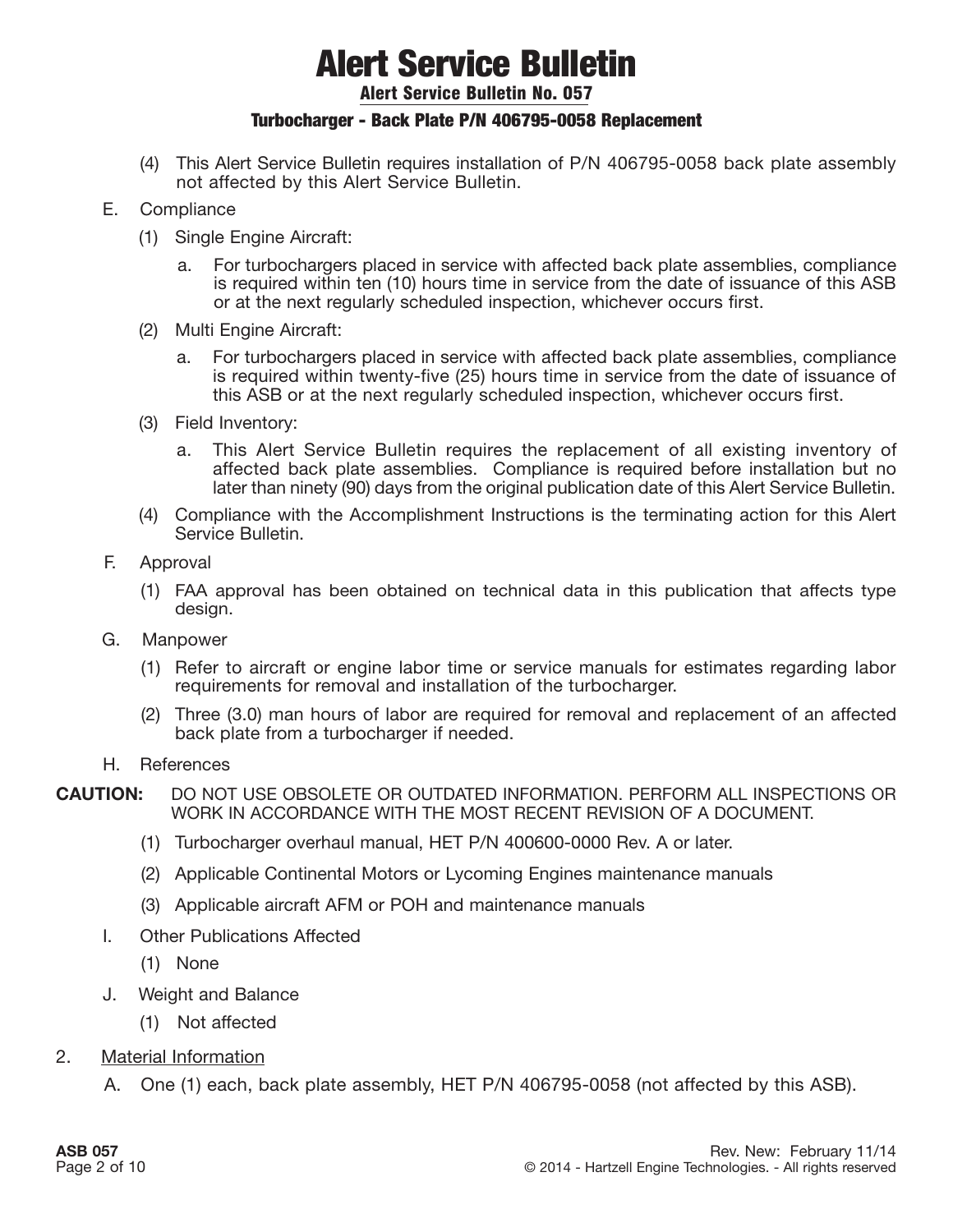(4) This Alert Service Bulletin requires installation of P/N 406795-0058 back plate assembly not affected by this Alert Service Bulletin.

E. Compliance

(1) Single Engine Aircraft:

a. For turbochargers placed in service with affected back plate assemblies, compliance is required within ten (10) hours time in service from the date of issuance of this ASB or at the next regularly scheduled inspection, whichever occurs first.

(2) Multi Engine Aircraft:

a. For turbochargers placed in service with affected back plate assemblies, compliance is required within twenty-five (25) hours time in service from the date of issuance of this ASB or at the next regularly scheduled inspection, whichever occurs first.

(3) Field Inventory:

a. This Alert Service Bulletin requires the replacement of all existing inventory of affected back plate assemblies. Compliance is required before installation but no later than ninety (90) days from the original publication date of this Alert Service Bulletin.

(4) Compliance with the Accomplishment Instructions is the terminating action for this Alert Service Bulletin.

F. Approval

(1) FAA approval has been obtained on technical data in this publication that affects type design.

G. Manpower

(1) Refer to aircraft or engine labor time or service manuals for estimates regarding labor requirements for removal and installation of the turbocharger.

(2) Three (3.0) man hours of labor are required for removal and replacement of an affected back plate from a turbocharger if needed.

H. References

**CAUTION:** DO NOT USE OBSOLETE OR OUTDATED INFORMATION. PERFORM ALL INSPECTIONS OR WORK IN ACCORDANCE WITH THE MOST RECENT REVISION OF A DOCUMENT.

(1) Turbocharger overhaul manual, HET P/N 400600-0000 Rev. A or later.

(2) Applicable Continental Motors or Lycoming Engines maintenance manuals

(3) Applicable aircraft AFM or POH and maintenance manuals

I. Other Publications Affected

(1) None

J. Weight and Balance

(1) Not affected

2. Material Information

A. One (1) each, back plate assembly, HET P/N 406795-0058 (not affected by this ASB).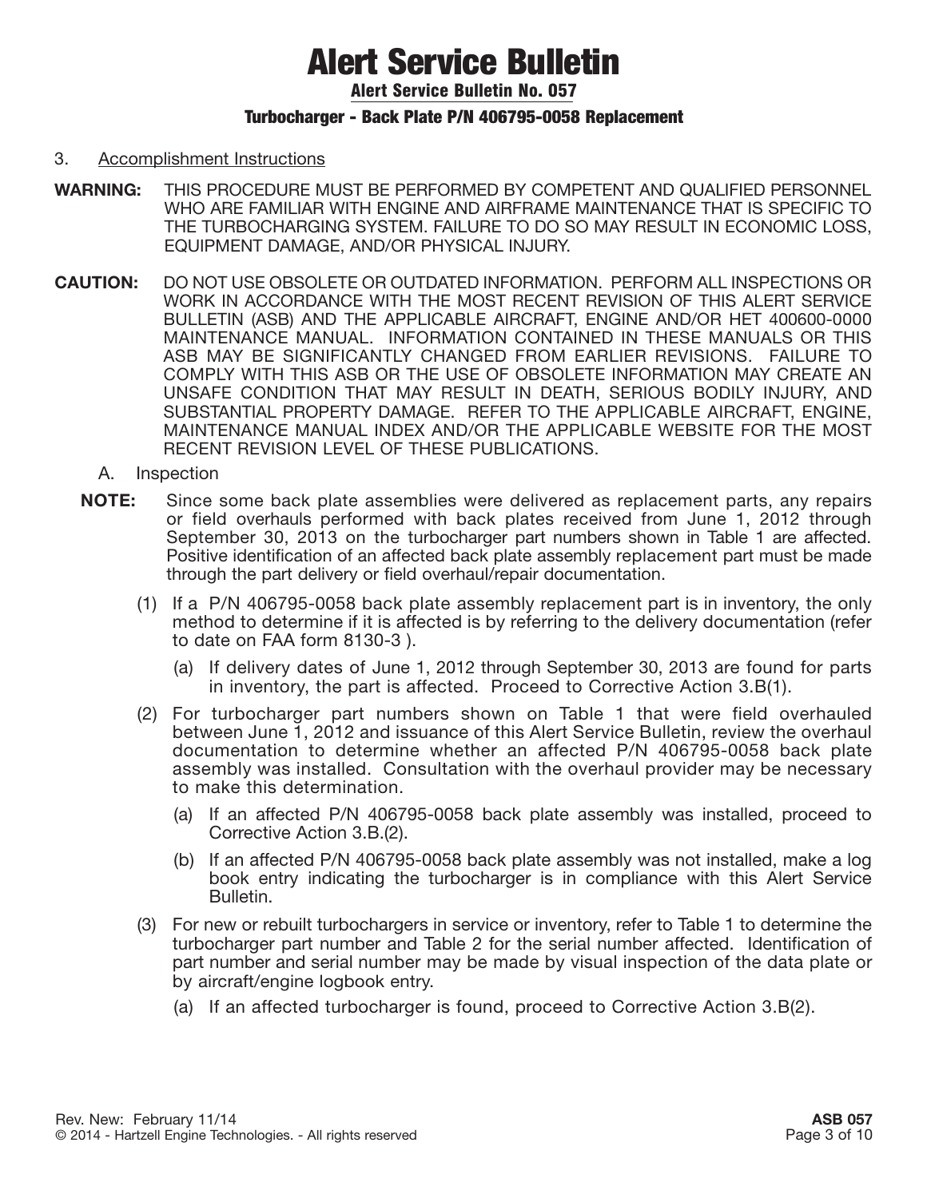3. Accomplishment Instructions

**WARNING:** THIS PROCEDURE MUST BE PERFORMED BY COMPETENT AND QUALIFIED PERSONNEL WHO ARE FAMILIAR WITH ENGINE AND AIRFRAME MAINTENANCE THAT IS SPECIFIC TO THE TURBOCHARGING SYSTEM. FAILURE TO DO SO MAY RESULT IN ECONOMIC LOSS, EQUIPMENT DAMAGE, AND/OR PHYSICAL INJURY.

**CAUTION:** DO NOT USE OBSOLETE OR OUTDATED INFORMATION. PERFORM ALL INSPECTIONS OR WORK IN ACCORDANCE WITH THE MOST RECENT REVISION OF THIS ALERT SERVICE BULLETIN (ASB) AND THE APPLICABLE AIRCRAFT, ENGINE AND/OR HET 400600-0000 MAINTENANCE MANUAL. INFORMATION CONTAINED IN THESE MANUALS OR THIS ASB MAY BE SIGNIFICANTLY CHANGED FROM EARLIER REVISIONS. FAILURE TO COMPLY WITH THIS ASB OR THE USE OF OBSOLETE INFORMATION MAY CREATE AN UNSAFE CONDITION THAT MAY RESULT IN DEATH, SERIOUS BODILY INJURY, AND SUBSTANTIAL PROPERTY DAMAGE. REFER TO THE APPLICABLE AIRCRAFT, ENGINE, MAINTENANCE MANUAL INDEX AND/OR THE APPLICABLE WEBSITE FOR THE MOST RECENT REVISION LEVEL OF THESE PUBLICATIONS.

A. Inspection

**NOTE:** Since some back plate assemblies were delivered as replacement parts, any repairs or field overhauls performed with back plates received from June 1, 2012 through September 30, 2013 on the turbocharger part numbers shown in Table 1 are affected. Positive identification of an affected back plate assembly replacement part must be made through the part delivery or field overhaul/repair documentation.

(1) If a P/N 406795-0058 back plate assembly replacement part is in inventory, the only method to determine if it is affected is by referring to the delivery documentation (refer to date on FAA form 8130-3 ).

(a) If delivery dates of June 1, 2012 through September 30, 2013 are found for parts in inventory, the part is affected. Proceed to Corrective Action 3.B(1).

(2) For turbocharger part numbers shown on Table 1 that were field overhauled between June 1, 2012 and issuance of this Alert Service Bulletin, review the overhaul documentation to determine whether an affected P/N 406795-0058 back plate assembly was installed. Consultation with the overhaul provider may be necessary to make this determination.

(a) If an affected P/N 406795-0058 back plate assembly was installed, proceed to Corrective Action 3.B.(2).

(b) If an affected P/N 406795-0058 back plate assembly was not installed, make a log book entry indicating the turbocharger is in compliance with this Alert Service Bulletin.

(3) For new or rebuilt turbochargers in service or inventory, refer to Table 1 to determine the turbocharger part number and Table 2 for the serial number affected. Identification of part number and serial number may be made by visual inspection of the data plate or by aircraft/engine logbook entry.

(a) If an affected turbocharger is found, proceed to Corrective Action 3.B(2).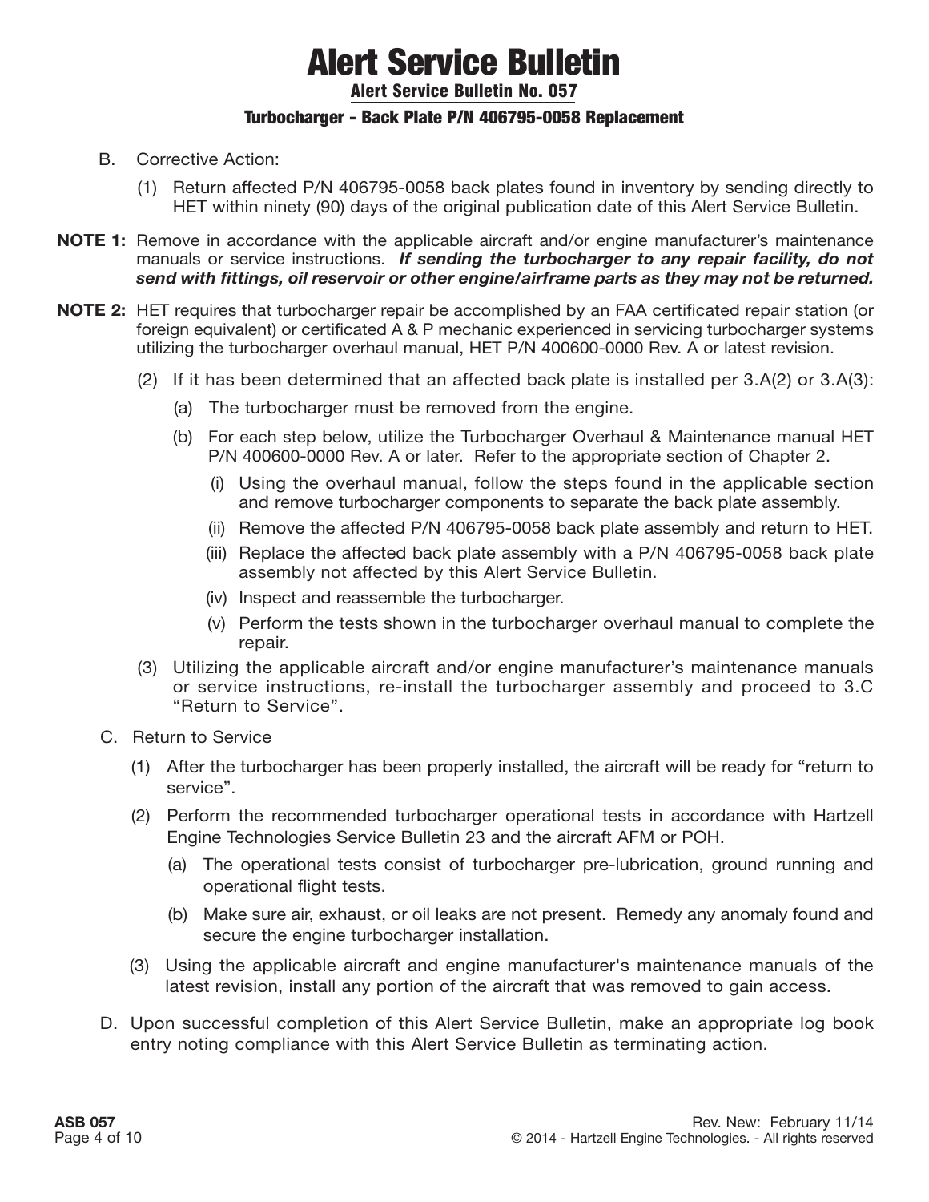# Alert Service Bulletin

## Alert Service Bulletin No. 057

### Turbocharger - Back Plate P/N 406795-0058 Replacement

B. Corrective Action:

(1) Return affected P/N 406795-0058 back plates found in inventory by sending directly to HET within ninety (90) days of the original publication date of this Alert Service Bulletin.

**NOTE 1:** Remove in accordance with the applicable aircraft and/or engine manufacturer's maintenance manuals or service instructions. ***If sending the turbocharger to any repair facility, do not send with fittings, oil reservoir or other engine/airframe parts as they may not be returned.***

**NOTE 2:** HET requires that turbocharger repair be accomplished by an FAA certificated repair station (or foreign equivalent) or certificated A & P mechanic experienced in servicing turbocharger systems utilizing the turbocharger overhaul manual, HET P/N 400600-0000 Rev. A or latest revision.

(2) If it has been determined that an affected back plate is installed per 3.A(2) or 3.A(3):

(a) The turbocharger must be removed from the engine.

(b) For each step below, utilize the Turbocharger Overhaul & Maintenance manual HET P/N 400600-0000 Rev. A or later. Refer to the appropriate section of Chapter 2.

(i) Using the overhaul manual, follow the steps found in the applicable section and remove turbocharger components to separate the back plate assembly.

(ii) Remove the affected P/N 406795-0058 back plate assembly and return to HET.

(iii) Replace the affected back plate assembly with a P/N 406795-0058 back plate assembly not affected by this Alert Service Bulletin.

(iv) Inspect and reassemble the turbocharger.

(v) Perform the tests shown in the turbocharger overhaul manual to complete the repair.

(3) Utilizing the applicable aircraft and/or engine manufacturer's maintenance manuals or service instructions, re-install the turbocharger assembly and proceed to 3.C "Return to Service".

C. Return to Service

(1) After the turbocharger has been properly installed, the aircraft will be ready for "return to service".

(2) Perform the recommended turbocharger operational tests in accordance with Hartzell Engine Technologies Service Bulletin 23 and the aircraft AFM or POH.

(a) The operational tests consist of turbocharger pre-lubrication, ground running and operational flight tests.

(b) Make sure air, exhaust, or oil leaks are not present. Remedy any anomaly found and secure the engine turbocharger installation.

(3) Using the applicable aircraft and engine manufacturer's maintenance manuals of the latest revision, install any portion of the aircraft that was removed to gain access.

D. Upon successful completion of this Alert Service Bulletin, make an appropriate log book entry noting compliance with this Alert Service Bulletin as terminating action.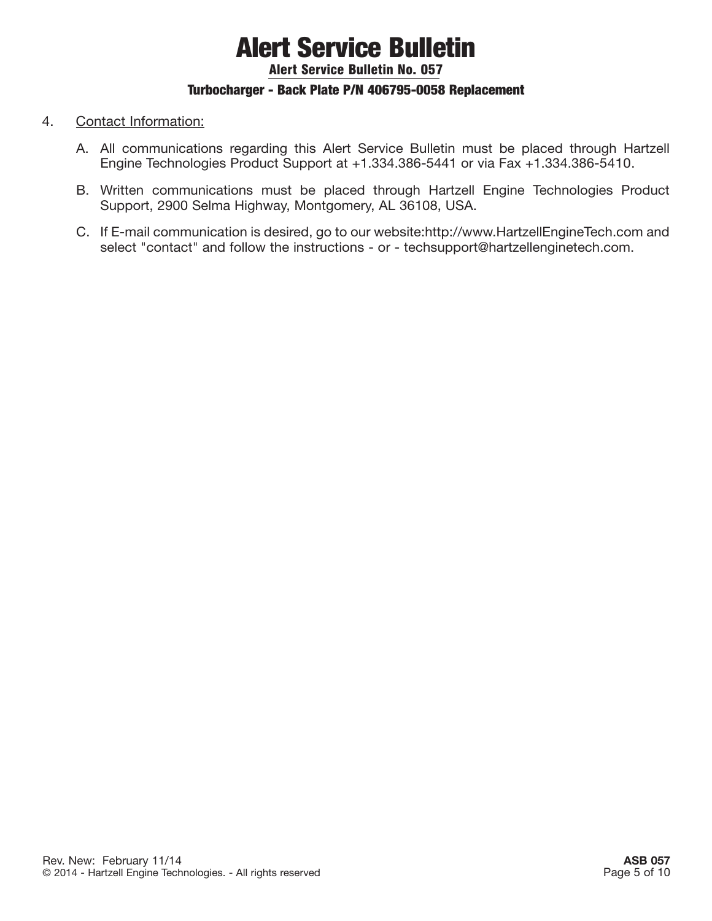4. Contact Information:

   A. All communications regarding this Alert Service Bulletin must be placed through Hartzell Engine Technologies Product Support at +1.334.386-5441 or via Fax +1.334.386-5410.

   B. Written communications must be placed through Hartzell Engine Technologies Product Support, 2900 Selma Highway, Montgomery, AL 36108, USA.

   C. If E-mail communication is desired, go to our website:http://www.HartzellEngineTech.com and select "contact" and follow the instructions - or - techsupport@hartzellenginetech.com.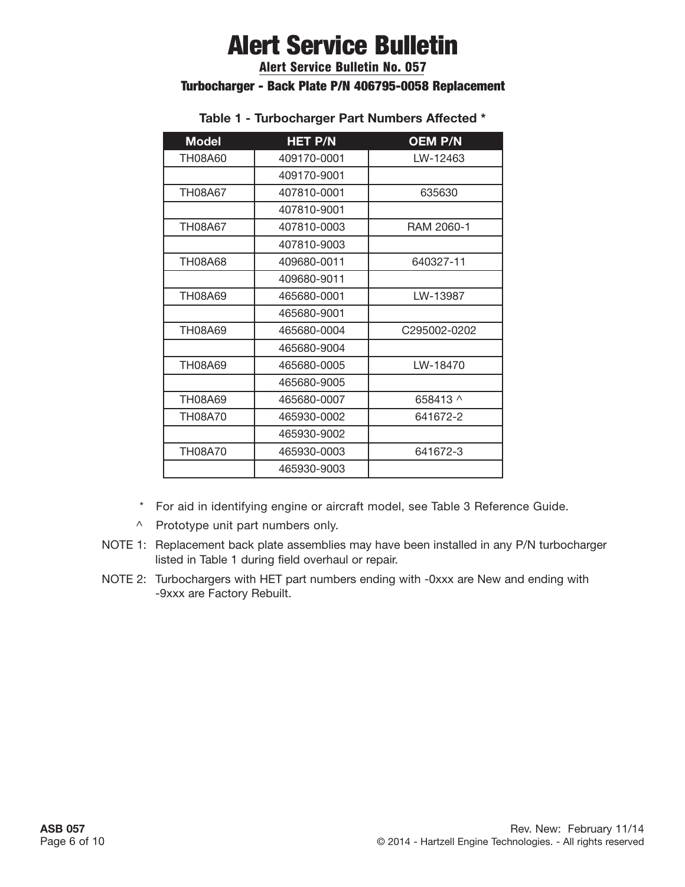# Alert Service Bulletin

## Alert Service Bulletin No. 057

### Turbocharger - Back Plate P/N 406795-0058 Replacement

**Table 1 - Turbocharger Part Numbers Affected ***

| Model | HET P/N | OEM P/N |
|---|---|---|
| TH08A60 | 409170-0001 | LW-12463 |
| | 409170-9001 | |
| TH08A67 | 407810-0001 | 635630 |
| | 407810-9001 | |
| TH08A67 | 407810-0003 | RAM 2060-1 |
| | 407810-9003 | |
| TH08A68 | 409680-0011 | 640327-11 |
| | 409680-9011 | |
| TH08A69 | 465680-0001 | LW-13987 |
| | 465680-9001 | |
| TH08A69 | 465680-0004 | C295002-0202 |
| | 465680-9004 | |
| TH08A69 | 465680-0005 | LW-18470 |
| | 465680-9005 | |
| TH08A69 | 465680-0007 | 658413 ^ |
| TH08A70 | 465930-0002 | 641672-2 |
| | 465930-9002 | |
| TH08A70 | 465930-0003 | 641672-3 |
| | 465930-9003 | |

\* For aid in identifying engine or aircraft model, see Table 3 Reference Guide.

^ Prototype unit part numbers only.

NOTE 1: Replacement back plate assemblies may have been installed in any P/N turbocharger listed in Table 1 during field overhaul or repair.

NOTE 2: Turbochargers with HET part numbers ending with -0xxx are New and ending with -9xxx are Factory Rebuilt.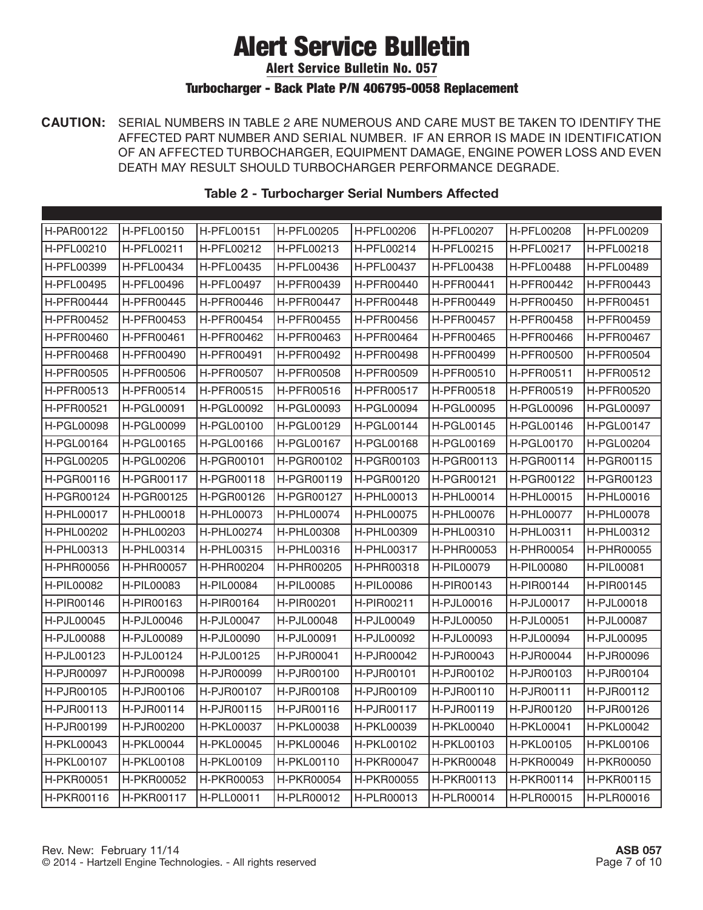# Alert Service Bulletin

## Alert Service Bulletin No. 057

### Turbocharger - Back Plate P/N 406795-0058 Replacement

**CAUTION:** SERIAL NUMBERS IN TABLE 2 ARE NUMEROUS AND CARE MUST BE TAKEN TO IDENTIFY THE AFFECTED PART NUMBER AND SERIAL NUMBER. IF AN ERROR IS MADE IN IDENTIFICATION OF AN AFFECTED TURBOCHARGER, EQUIPMENT DAMAGE, ENGINE POWER LOSS AND EVEN DEATH MAY RESULT SHOULD TURBOCHARGER PERFORMANCE DEGRADE.

**Table 2 - Turbocharger Serial Numbers Affected**

| | | | | | | | |
|---|---|---|---|---|---|---|---|
| H-PAR00122 | H-PFL00150 | H-PFL00151 | H-PFL00205 | H-PFL00206 | H-PFL00207 | H-PFL00208 | H-PFL00209 |
| H-PFL00210 | H-PFL00211 | H-PFL00212 | H-PFL00213 | H-PFL00214 | H-PFL00215 | H-PFL00217 | H-PFL00218 |
| H-PFL00399 | H-PFL00434 | H-PFL00435 | H-PFL00436 | H-PFL00437 | H-PFL00438 | H-PFL00488 | H-PFL00489 |
| H-PFL00495 | H-PFL00496 | H-PFL00497 | H-PFR00439 | H-PFR00440 | H-PFR00441 | H-PFR00442 | H-PFR00443 |
| H-PFR00444 | H-PFR00445 | H-PFR00446 | H-PFR00447 | H-PFR00448 | H-PFR00449 | H-PFR00450 | H-PFR00451 |
| H-PFR00452 | H-PFR00453 | H-PFR00454 | H-PFR00455 | H-PFR00456 | H-PFR00457 | H-PFR00458 | H-PFR00459 |
| H-PFR00460 | H-PFR00461 | H-PFR00462 | H-PFR00463 | H-PFR00464 | H-PFR00465 | H-PFR00466 | H-PFR00467 |
| H-PFR00468 | H-PFR00490 | H-PFR00491 | H-PFR00492 | H-PFR00498 | H-PFR00499 | H-PFR00500 | H-PFR00504 |
| H-PFR00505 | H-PFR00506 | H-PFR00507 | H-PFR00508 | H-PFR00509 | H-PFR00510 | H-PFR00511 | H-PFR00512 |
| H-PFR00513 | H-PFR00514 | H-PFR00515 | H-PFR00516 | H-PFR00517 | H-PFR00518 | H-PFR00519 | H-PFR00520 |
| H-PFR00521 | H-PGL00091 | H-PGL00092 | H-PGL00093 | H-PGL00094 | H-PGL00095 | H-PGL00096 | H-PGL00097 |
| H-PGL00098 | H-PGL00099 | H-PGL00100 | H-PGL00129 | H-PGL00144 | H-PGL00145 | H-PGL00146 | H-PGL00147 |
| H-PGL00164 | H-PGL00165 | H-PGL00166 | H-PGL00167 | H-PGL00168 | H-PGL00169 | H-PGL00170 | H-PGL00204 |
| H-PGL00205 | H-PGL00206 | H-PGR00101 | H-PGR00102 | H-PGR00103 | H-PGR00113 | H-PGR00114 | H-PGR00115 |
| H-PGR00116 | H-PGR00117 | H-PGR00118 | H-PGR00119 | H-PGR00120 | H-PGR00121 | H-PGR00122 | H-PGR00123 |
| H-PGR00124 | H-PGR00125 | H-PGR00126 | H-PGR00127 | H-PHL00013 | H-PHL00014 | H-PHL00015 | H-PHL00016 |
| H-PHL00017 | H-PHL00018 | H-PHL00073 | H-PHL00074 | H-PHL00075 | H-PHL00076 | H-PHL00077 | H-PHL00078 |
| H-PHL00202 | H-PHL00203 | H-PHL00274 | H-PHL00308 | H-PHL00309 | H-PHL00310 | H-PHL00311 | H-PHL00312 |
| H-PHL00313 | H-PHL00314 | H-PHL00315 | H-PHL00316 | H-PHL00317 | H-PHR00053 | H-PHR00054 | H-PHR00055 |
| H-PHR00056 | H-PHR00057 | H-PHR00204 | H-PHR00205 | H-PHR00318 | H-PIL00079 | H-PIL00080 | H-PIL00081 |
| H-PIL00082 | H-PIL00083 | H-PIL00084 | H-PIL00085 | H-PIL00086 | H-PIR00143 | H-PIR00144 | H-PIR00145 |
| H-PIR00146 | H-PIR00163 | H-PIR00164 | H-PIR00201 | H-PIR00211 | H-PJL00016 | H-PJL00017 | H-PJL00018 |
| H-PJL00045 | H-PJL00046 | H-PJL00047 | H-PJL00048 | H-PJL00049 | H-PJL00050 | H-PJL00051 | H-PJL00087 |
| H-PJL00088 | H-PJL00089 | H-PJL00090 | H-PJL00091 | H-PJL00092 | H-PJL00093 | H-PJL00094 | H-PJL00095 |
| H-PJL00123 | H-PJL00124 | H-PJL00125 | H-PJR00041 | H-PJR00042 | H-PJR00043 | H-PJR00044 | H-PJR00096 |
| H-PJR00097 | H-PJR00098 | H-PJR00099 | H-PJR00100 | H-PJR00101 | H-PJR00102 | H-PJR00103 | H-PJR00104 |
| H-PJR00105 | H-PJR00106 | H-PJR00107 | H-PJR00108 | H-PJR00109 | H-PJR00110 | H-PJR00111 | H-PJR00112 |
| H-PJR00113 | H-PJR00114 | H-PJR00115 | H-PJR00116 | H-PJR00117 | H-PJR00119 | H-PJR00120 | H-PJR00126 |
| H-PJR00199 | H-PJR00200 | H-PKL00037 | H-PKL00038 | H-PKL00039 | H-PKL00040 | H-PKL00041 | H-PKL00042 |
| H-PKL00043 | H-PKL00044 | H-PKL00045 | H-PKL00046 | H-PKL00102 | H-PKL00103 | H-PKL00105 | H-PKL00106 |
| H-PKL00107 | H-PKL00108 | H-PKL00109 | H-PKL00110 | H-PKR00047 | H-PKR00048 | H-PKR00049 | H-PKR00050 |
| H-PKR00051 | H-PKR00052 | H-PKR00053 | H-PKR00054 | H-PKR00055 | H-PKR00113 | H-PKR00114 | H-PKR00115 |
| H-PKR00116 | H-PKR00117 | H-PLL00011 | H-PLR00012 | H-PLR00013 | H-PLR00014 | H-PLR00015 | H-PLR00016 |

Rev. New: February 11/14
© 2014 - Hartzell Engine Technologies. - All rights reserved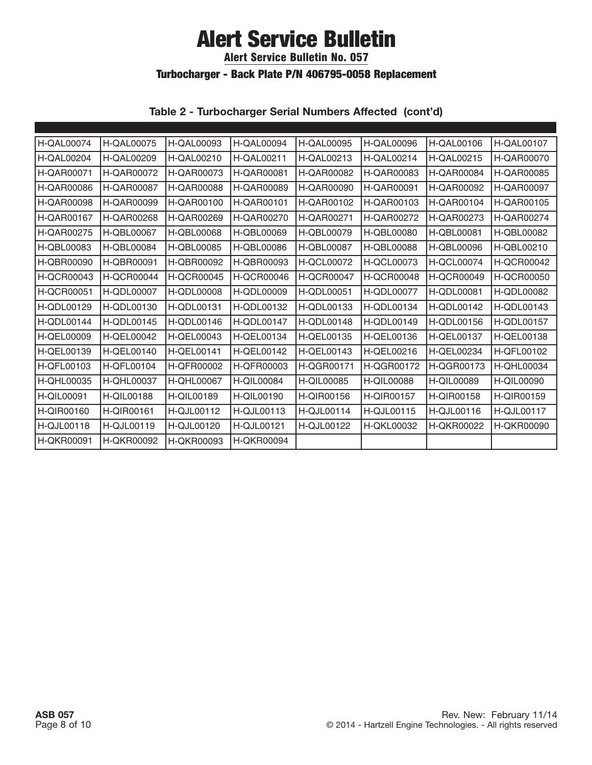# Alert Service Bulletin

## Alert Service Bulletin No. 057

### Turbocharger - Back Plate P/N 406795-0058 Replacement

**Table 2 - Turbocharger Serial Numbers Affected (cont'd)**

| | | | | | | | |
|---|---|---|---|---|---|---|---|
| H-QAL00074 | H-QAL00075 | H-QAL00093 | H-QAL00094 | H-QAL00095 | H-QAL00096 | H-QAL00106 | H-QAL00107 |
| H-QAL00204 | H-QAL00209 | H-QAL00210 | H-QAL00211 | H-QAL00213 | H-QAL00214 | H-QAL00215 | H-QAR00070 |
| H-QAR00071 | H-QAR00072 | H-QAR00073 | H-QAR00081 | H-QAR00082 | H-QAR00083 | H-QAR00084 | H-QAR00085 |
| H-QAR00086 | H-QAR00087 | H-QAR00088 | H-QAR00089 | H-QAR00090 | H-QAR00091 | H-QAR00092 | H-QAR00097 |
| H-QAR00098 | H-QAR00099 | H-QAR00100 | H-QAR00101 | H-QAR00102 | H-QAR00103 | H-QAR00104 | H-QAR00105 |
| H-QAR00167 | H-QAR00268 | H-QAR00269 | H-QAR00270 | H-QAR00271 | H-QAR00272 | H-QAR00273 | H-QAR00274 |
| H-QAR00275 | H-QBL00067 | H-QBL00068 | H-QBL00069 | H-QBL00079 | H-QBL00080 | H-QBL00081 | H-QBL00082 |
| H-QBL00083 | H-QBL00084 | H-QBL00085 | H-QBL00086 | H-QBL00087 | H-QBL00088 | H-QBL00096 | H-QBL00210 |
| H-QBR00090 | H-QBR00091 | H-QBR00092 | H-QBR00093 | H-QCL00072 | H-QCL00073 | H-QCL00074 | H-QCR00042 |
| H-QCR00043 | H-QCR00044 | H-QCR00045 | H-QCR00046 | H-QCR00047 | H-QCR00048 | H-QCR00049 | H-QCR00050 |
| H-QCR00051 | H-QDL00007 | H-QDL00008 | H-QDL00009 | H-QDL00051 | H-QDL00077 | H-QDL00081 | H-QDL00082 |
| H-QDL00129 | H-QDL00130 | H-QDL00131 | H-QDL00132 | H-QDL00133 | H-QDL00134 | H-QDL00142 | H-QDL00143 |
| H-QDL00144 | H-QDL00145 | H-QDL00146 | H-QDL00147 | H-QDL00148 | H-QDL00149 | H-QDL00156 | H-QDL00157 |
| H-QEL00009 | H-QEL00042 | H-QEL00043 | H-QEL00134 | H-QEL00135 | H-QEL00136 | H-QEL00137 | H-QEL00138 |
| H-QEL00139 | H-QEL00140 | H-QEL00141 | H-QEL00142 | H-QEL00143 | H-QEL00216 | H-QEL00234 | H-QFL00102 |
| H-QFL00103 | H-QFL00104 | H-QFR00002 | H-QFR00003 | H-QGR00171 | H-QGR00172 | H-QGR00173 | H-QHL00034 |
| H-QHL00035 | H-QHL00037 | H-QHL00067 | H-QIL00084 | H-QIL00085 | H-QIL00088 | H-QIL00089 | H-QIL00090 |
| H-QIL00091 | H-QIL00188 | H-QIL00189 | H-QIL00190 | H-QIR00156 | H-QIR00157 | H-QIR00158 | H-QIR00159 |
| H-QIR00160 | H-QIR00161 | H-QJL00112 | H-QJL00113 | H-QJL00114 | H-QJL00115 | H-QJL00116 | H-QJL00117 |
| H-QJL00118 | H-QJL00119 | H-QJL00120 | H-QJL00121 | H-QJL00122 | H-QKL00032 | H-QKR00022 | H-QKR00090 |
| H-QKR00091 | H-QKR00092 | H-QKR00093 | H-QKR00094 | | | | |

ASB 057

Rev. New: February 11/14
© 2014 - Hartzell Engine Technologies. - All rights reserved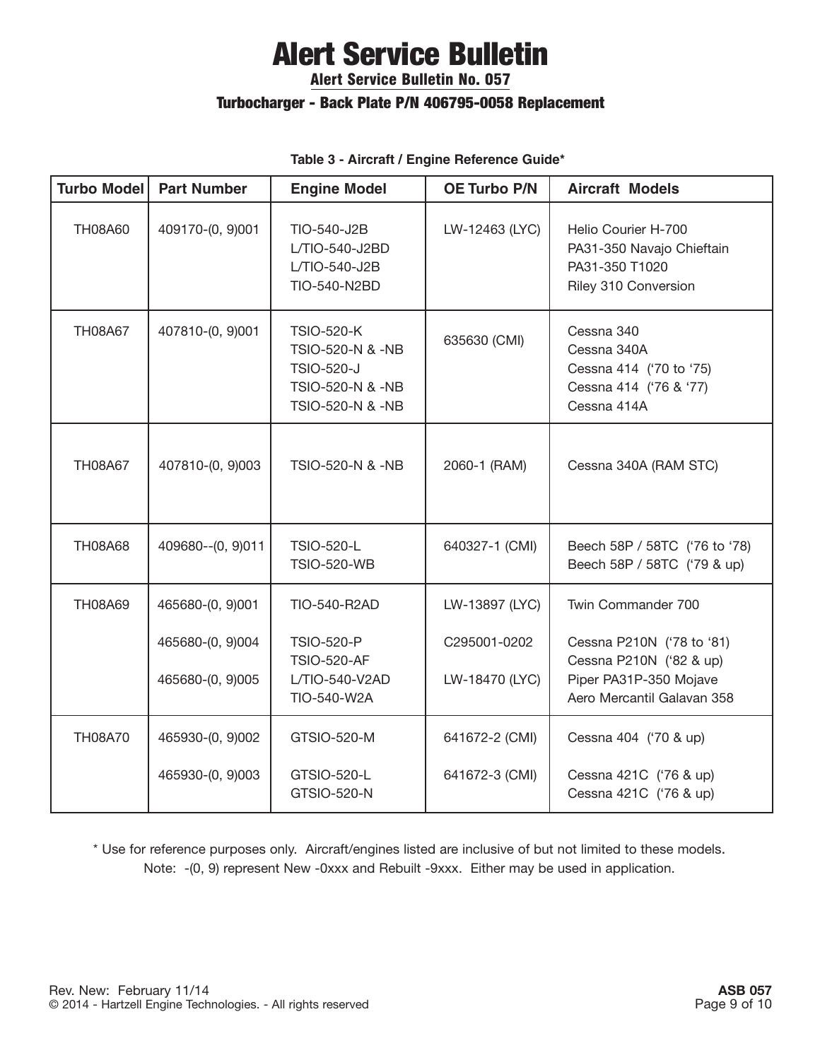# Alert Service Bulletin

## Alert Service Bulletin No. 057

### Turbocharger - Back Plate P/N 406795-0058 Replacement

**Table 3 - Aircraft / Engine Reference Guide***

| Turbo Model | Part Number | Engine Model | OE Turbo P/N | Aircraft Models |
|---|---|---|---|---|
| TH08A60 | 409170-(0, 9)001 | TIO-540-J2B<br>L/TIO-540-J2BD<br>L/TIO-540-J2B<br>TIO-540-N2BD | LW-12463 (LYC) | Helio Courier H-700<br>PA31-350 Navajo Chieftain<br>PA31-350 T1020<br>Riley 310 Conversion |
| TH08A67 | 407810-(0, 9)001 | TSIO-520-K<br>TSIO-520-N & -NB<br>TSIO-520-J<br>TSIO-520-N & -NB<br>TSIO-520-N & -NB | 635630 (CMI) | Cessna 340<br>Cessna 340A<br>Cessna 414 ('70 to '75)<br>Cessna 414 ('76 & '77)<br>Cessna 414A |
| TH08A67 | 407810-(0, 9)003 | TSIO-520-N & -NB | 2060-1 (RAM) | Cessna 340A (RAM STC) |
| TH08A68 | 409680--(0, 9)011 | TSIO-520-L<br>TSIO-520-WB | 640327-1 (CMI) | Beech 58P / 58TC ('76 to '78)<br>Beech 58P / 58TC ('79 & up) |
| TH08A69 | 465680-(0, 9)001<br><br>465680-(0, 9)004<br><br>465680-(0, 9)005 | TIO-540-R2AD<br><br>TSIO-520-P<br>TSIO-520-AF<br>L/TIO-540-V2AD<br>TIO-540-W2A | LW-13897 (LYC)<br><br>C295001-0202<br><br>LW-18470 (LYC) | Twin Commander 700<br><br>Cessna P210N ('78 to '81)<br>Cessna P210N ('82 & up)<br>Piper PA31P-350 Mojave<br>Aero Mercantil Galavan 358 |
| TH08A70 | 465930-(0, 9)002<br><br>465930-(0, 9)003 | GTSIO-520-M<br><br>GTSIO-520-L<br>GTSIO-520-N | 641672-2 (CMI)<br><br>641672-3 (CMI) | Cessna 404 ('70 & up)<br><br>Cessna 421C ('76 & up)<br>Cessna 421C ('76 & up) |

* Use for reference purposes only. Aircraft/engines listed are inclusive of but not limited to these models.
Note: -(0, 9) represent New -0xxx and Rebuilt -9xxx. Either may be used in application.

Rev. New: February 11/14
© 2014 - Hartzell Engine Technologies. - All rights reserved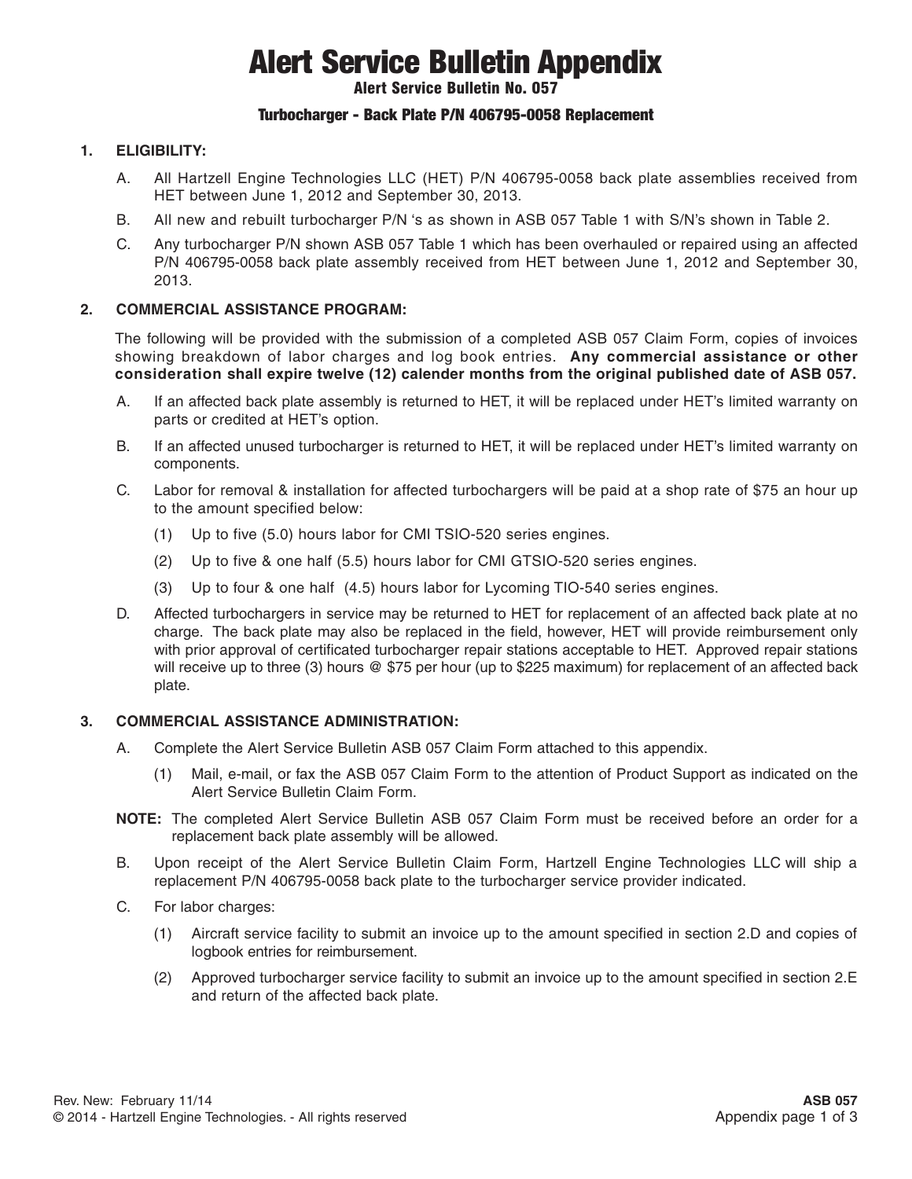# Alert Service Bulletin Appendix

**Alert Service Bulletin No. 057**

**Turbocharger - Back Plate P/N 406795-0058 Replacement**

## 1. ELIGIBILITY:

A. All Hartzell Engine Technologies LLC (HET) P/N 406795-0058 back plate assemblies received from HET between June 1, 2012 and September 30, 2013.

B. All new and rebuilt turbocharger P/N 's as shown in ASB 057 Table 1 with S/N's shown in Table 2.

C. Any turbocharger P/N shown ASB 057 Table 1 which has been overhauled or repaired using an affected P/N 406795-0058 back plate assembly received from HET between June 1, 2012 and September 30, 2013.

## 2. COMMERCIAL ASSISTANCE PROGRAM:

The following will be provided with the submission of a completed ASB 057 Claim Form, copies of invoices showing breakdown of labor charges and log book entries. **Any commercial assistance or other consideration shall expire twelve (12) calender months from the original published date of ASB 057.**

A. If an affected back plate assembly is returned to HET, it will be replaced under HET's limited warranty on parts or credited at HET's option.

B. If an affected unused turbocharger is returned to HET, it will be replaced under HET's limited warranty on components.

C. Labor for removal & installation for affected turbochargers will be paid at a shop rate of $75 an hour up to the amount specified below:

(1) Up to five (5.0) hours labor for CMI TSIO-520 series engines.

(2) Up to five & one half (5.5) hours labor for CMI GTSIO-520 series engines.

(3) Up to four & one half (4.5) hours labor for Lycoming TIO-540 series engines.

D. Affected turbochargers in service may be returned to HET for replacement of an affected back plate at no charge. The back plate may also be replaced in the field, however, HET will provide reimbursement only with prior approval of certificated turbocharger repair stations acceptable to HET. Approved repair stations will receive up to three (3) hours @ $75 per hour (up to $225 maximum) for replacement of an affected back plate.

## 3. COMMERCIAL ASSISTANCE ADMINISTRATION:

A. Complete the Alert Service Bulletin ASB 057 Claim Form attached to this appendix.

(1) Mail, e-mail, or fax the ASB 057 Claim Form to the attention of Product Support as indicated on the Alert Service Bulletin Claim Form.

**NOTE:** The completed Alert Service Bulletin ASB 057 Claim Form must be received before an order for a replacement back plate assembly will be allowed.

B. Upon receipt of the Alert Service Bulletin Claim Form, Hartzell Engine Technologies LLC will ship a replacement P/N 406795-0058 back plate to the turbocharger service provider indicated.

C. For labor charges:

(1) Aircraft service facility to submit an invoice up to the amount specified in section 2.D and copies of logbook entries for reimbursement.

(2) Approved turbocharger service facility to submit an invoice up to the amount specified in section 2.E and return of the affected back plate.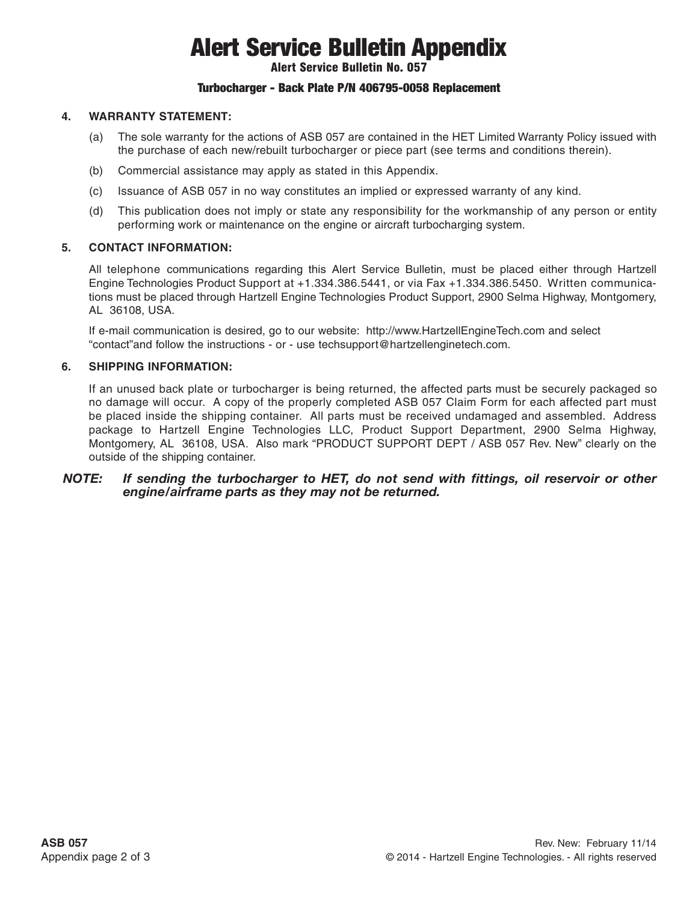# Alert Service Bulletin Appendix

**Alert Service Bulletin No. 057**

**Turbocharger - Back Plate P/N 406795-0058 Replacement**

**4. WARRANTY STATEMENT:**

(a) The sole warranty for the actions of ASB 057 are contained in the HET Limited Warranty Policy issued with the purchase of each new/rebuilt turbocharger or piece part (see terms and conditions therein).

(b) Commercial assistance may apply as stated in this Appendix.

(c) Issuance of ASB 057 in no way constitutes an implied or expressed warranty of any kind.

(d) This publication does not imply or state any responsibility for the workmanship of any person or entity performing work or maintenance on the engine or aircraft turbocharging system.

**5. CONTACT INFORMATION:**

All telephone communications regarding this Alert Service Bulletin, must be placed either through Hartzell Engine Technologies Product Support at +1.334.386.5441, or via Fax +1.334.386.5450. Written communications must be placed through Hartzell Engine Technologies Product Support, 2900 Selma Highway, Montgomery, AL 36108, USA.

If e-mail communication is desired, go to our website: http://www.HartzellEngineTech.com and select "contact"and follow the instructions - or - use techsupport@hartzellenginetech.com.

**6. SHIPPING INFORMATION:**

If an unused back plate or turbocharger is being returned, the affected parts must be securely packaged so no damage will occur. A copy of the properly completed ASB 057 Claim Form for each affected part must be placed inside the shipping container. All parts must be received undamaged and assembled. Address package to Hartzell Engine Technologies LLC, Product Support Department, 2900 Selma Highway, Montgomery, AL 36108, USA. Also mark "PRODUCT SUPPORT DEPT / ASB 057 Rev. New" clearly on the outside of the shipping container.

***NOTE: If sending the turbocharger to HET, do not send with fittings, oil reservoir or other engine/airframe parts as they may not be returned.***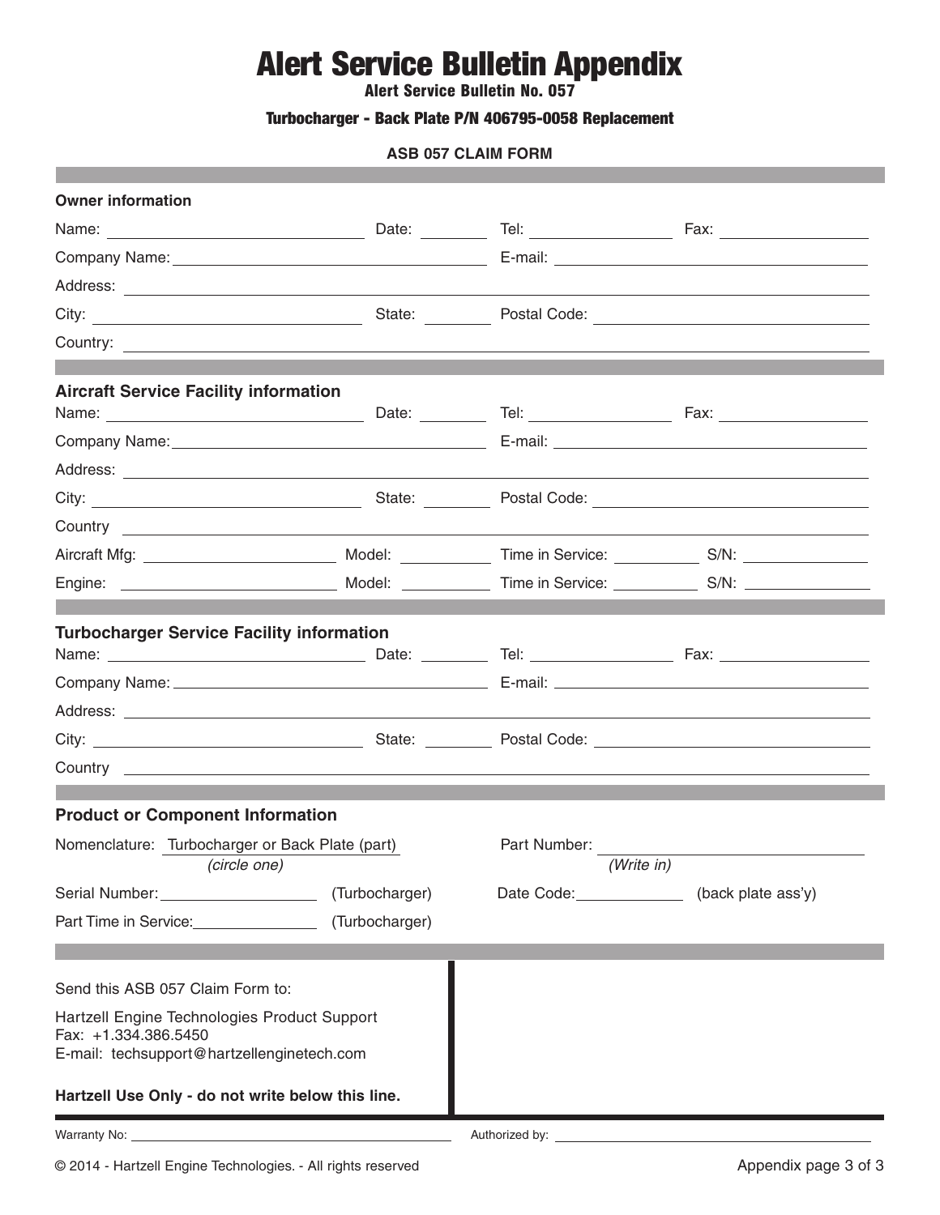# Alert Service Bulletin Appendix

**Alert Service Bulletin No. 057**

**Turbocharger - Back Plate P/N 406795-0058 Replacement**

**ASB 057 CLAIM FORM**

**Owner information**

Name: ____________________ Date: ________ Tel: ______________ Fax: ______________

Company Name: ____________________ E-mail: ____________________

Address: ________________________________________

City: ____________________ State: ________ Postal Code: ____________________

Country: ________________________________________

**Aircraft Service Facility information**

Name: ____________________ Date: ________ Tel: ______________ Fax: ______________

Company Name: ____________________ E-mail: ____________________

Address: ________________________________________

City: ____________________ State: ________ Postal Code: ____________________

Country ________________________________________

Aircraft Mfg: ______________ Model: __________ Time in Service: __________ S/N: ______________

Engine: ______________ Model: __________ Time in Service: __________ S/N: ______________

**Turbocharger Service Facility information**

Name: ____________________ Date: ________ Tel: ______________ Fax: ______________

Company Name: ____________________ E-mail: ____________________

Address: ________________________________________

City: ____________________ State: ________ Postal Code: ____________________

Country ________________________________________

**Product or Component Information**

Nomenclature: Turbocharger or Back Plate (part) *(circle one)*

Part Number: ____________________ *(Write in)*

Serial Number: ______________ (Turbocharger)

Date Code: ______________ (back plate ass'y)

Part Time in Service: ______________ (Turbocharger)

Send this ASB 057 Claim Form to:

Hartzell Engine Technologies Product Support
Fax: +1.334.386.5450
E-mail: techsupport@hartzellenginetech.com

**Hartzell Use Only - do not write below this line.**

Warranty No: ____________________ Authorized by: ____________________

© 2014 - Hartzell Engine Technologies. - All rights reserved